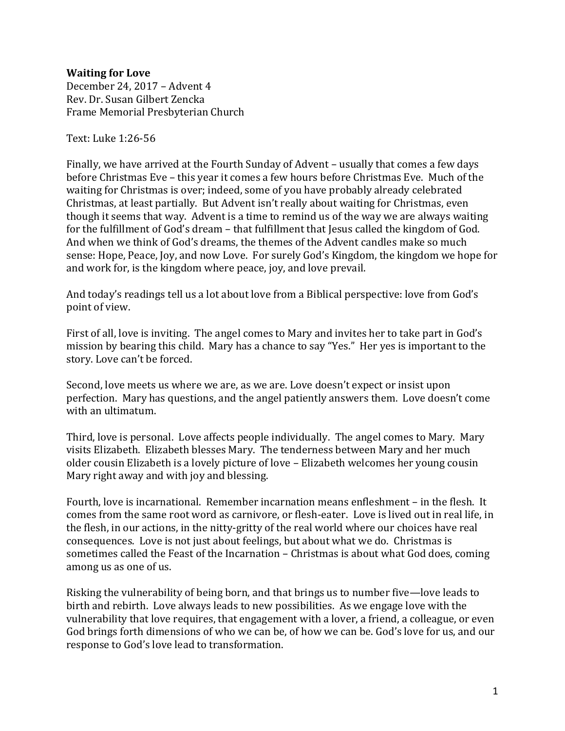**Waiting for Love**
December 24, 2017 – Advent 4
Rev. Dr. Susan Gilbert Zencka
Frame Memorial Presbyterian Church

Text: Luke 1:26-56

Finally, we have arrived at the Fourth Sunday of Advent – usually that comes a few days before Christmas Eve – this year it comes a few hours before Christmas Eve. Much of the waiting for Christmas is over; indeed, some of you have probably already celebrated Christmas, at least partially. But Advent isn't really about waiting for Christmas, even though it seems that way. Advent is a time to remind us of the way we are always waiting for the fulfillment of God's dream – that fulfillment that Jesus called the kingdom of God. And when we think of God's dreams, the themes of the Advent candles make so much sense: Hope, Peace, Joy, and now Love. For surely God's Kingdom, the kingdom we hope for and work for, is the kingdom where peace, joy, and love prevail.

And today's readings tell us a lot about love from a Biblical perspective: love from God's point of view.

First of all, love is inviting. The angel comes to Mary and invites her to take part in God's mission by bearing this child. Mary has a chance to say "Yes." Her yes is important to the story. Love can't be forced.

Second, love meets us where we are, as we are. Love doesn't expect or insist upon perfection. Mary has questions, and the angel patiently answers them. Love doesn't come with an ultimatum.

Third, love is personal. Love affects people individually. The angel comes to Mary. Mary visits Elizabeth. Elizabeth blesses Mary. The tenderness between Mary and her much older cousin Elizabeth is a lovely picture of love – Elizabeth welcomes her young cousin Mary right away and with joy and blessing.

Fourth, love is incarnational. Remember incarnation means enfleshment – in the flesh. It comes from the same root word as carnivore, or flesh-eater. Love is lived out in real life, in the flesh, in our actions, in the nitty-gritty of the real world where our choices have real consequences. Love is not just about feelings, but about what we do. Christmas is sometimes called the Feast of the Incarnation – Christmas is about what God does, coming among us as one of us.

Risking the vulnerability of being born, and that brings us to number five—love leads to birth and rebirth. Love always leads to new possibilities. As we engage love with the vulnerability that love requires, that engagement with a lover, a friend, a colleague, or even God brings forth dimensions of who we can be, of how we can be. God's love for us, and our response to God's love lead to transformation.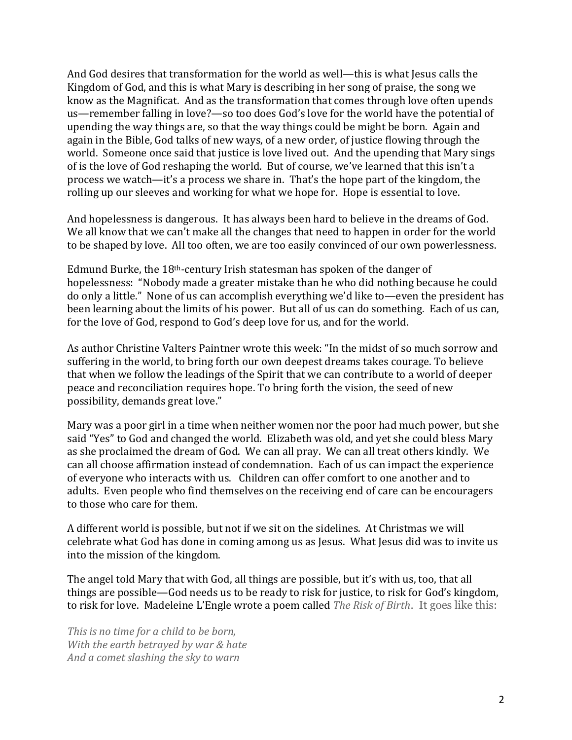And God desires that transformation for the world as well—this is what Jesus calls the Kingdom of God, and this is what Mary is describing in her song of praise, the song we know as the Magnificat. And as the transformation that comes through love often upends us—remember falling in love?—so too does God's love for the world have the potential of upending the way things are, so that the way things could be might be born. Again and again in the Bible, God talks of new ways, of a new order, of justice flowing through the world. Someone once said that justice is love lived out. And the upending that Mary sings of is the love of God reshaping the world. But of course, we've learned that this isn't a process we watch—it's a process we share in. That's the hope part of the kingdom, the rolling up our sleeves and working for what we hope for. Hope is essential to love.

And hopelessness is dangerous. It has always been hard to believe in the dreams of God. We all know that we can't make all the changes that need to happen in order for the world to be shaped by love. All too often, we are too easily convinced of our own powerlessness.

Edmund Burke, the 18th-century Irish statesman has spoken of the danger of hopelessness: "Nobody made a greater mistake than he who did nothing because he could do only a little." None of us can accomplish everything we'd like to—even the president has been learning about the limits of his power. But all of us can do something. Each of us can, for the love of God, respond to God's deep love for us, and for the world.

As author Christine Valters Paintner wrote this week: "In the midst of so much sorrow and suffering in the world, to bring forth our own deepest dreams takes courage. To believe that when we follow the leadings of the Spirit that we can contribute to a world of deeper peace and reconciliation requires hope. To bring forth the vision, the seed of new possibility, demands great love."

Mary was a poor girl in a time when neither women nor the poor had much power, but she said "Yes" to God and changed the world. Elizabeth was old, and yet she could bless Mary as she proclaimed the dream of God. We can all pray. We can all treat others kindly. We can all choose affirmation instead of condemnation. Each of us can impact the experience of everyone who interacts with us. Children can offer comfort to one another and to adults. Even people who find themselves on the receiving end of care can be encouragers to those who care for them.

A different world is possible, but not if we sit on the sidelines. At Christmas we will celebrate what God has done in coming among us as Jesus. What Jesus did was to invite us into the mission of the kingdom.

The angel told Mary that with God, all things are possible, but it's with us, too, that all things are possible—God needs us to be ready to risk for justice, to risk for God's kingdom, to risk for love. Madeleine L'Engle wrote a poem called *The Risk of Birth*. It goes like this:

*This is no time for a child to be born,*
*With the earth betrayed by war & hate*
*And a comet slashing the sky to warn*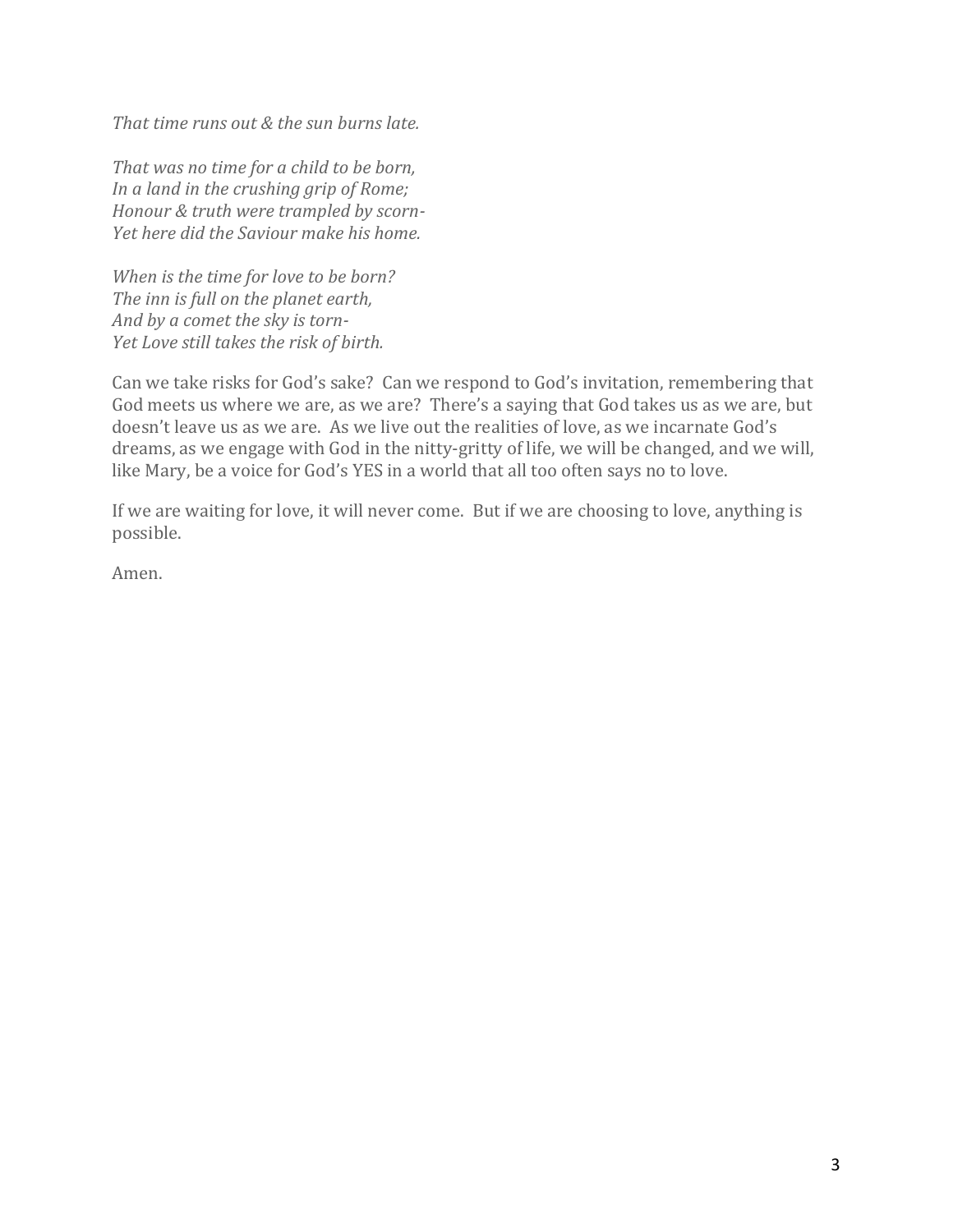*That time runs out & the sun burns late.*

*That was no time for a child to be born,*  
*In a land in the crushing grip of Rome;*  
*Honour & truth were trampled by scorn-*  
*Yet here did the Saviour make his home.*

*When is the time for love to be born?*  
*The inn is full on the planet earth,*  
*And by a comet the sky is torn-*  
*Yet Love still takes the risk of birth.*

Can we take risks for God's sake? Can we respond to God's invitation, remembering that God meets us where we are, as we are? There's a saying that God takes us as we are, but doesn't leave us as we are. As we live out the realities of love, as we incarnate God's dreams, as we engage with God in the nitty-gritty of life, we will be changed, and we will, like Mary, be a voice for God's YES in a world that all too often says no to love.

If we are waiting for love, it will never come. But if we are choosing to love, anything is possible.

Amen.